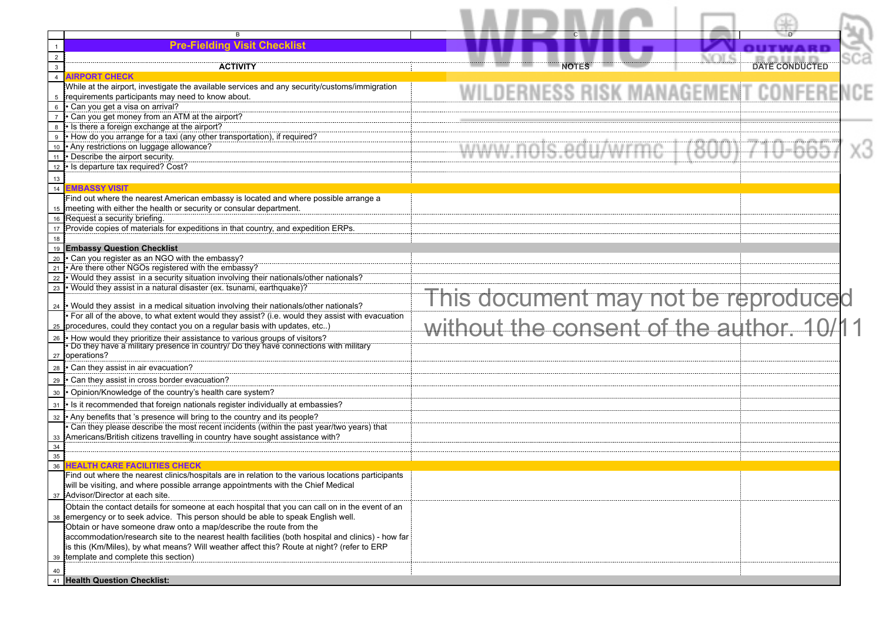# Pre-Fielding Visit Checklist

| ACTIVITY | NOTES | DATE CONDUCTED |
|---|---|---|
| **AIRPORT CHECK** | | |
| While at the airport, investigate the available services and any security/customs/immigration requirements participants may need to know about. | | |
| • Can you get a visa on arrival? | | |
| • Can you get money from an ATM at the airport? | | |
| • Is there a foreign exchange at the airport? | | |
| • How do you arrange for a taxi (any other transportation), if required? | | |
| • Any restrictions on luggage allowance? | | |
| • Describe the airport security. | | |
| • Is departure tax required? Cost? | | |
| | | |
| **EMBASSY VISIT** | | |
| Find out where the nearest American embassy is located and where possible arrange a meeting with either the health or security or consular department. | | |
| Request a security briefing. | | |
| Provide copies of materials for expeditions in that country, and expedition ERPs. | | |
| | | |
| **Embassy Question Checklist** | | |
| • Can you register as an NGO with the embassy? | | |
| • Are there other NGOs registered with the embassy? | | |
| • Would they assist in a security situation involving their nationals/other nationals? | | |
| • Would they assist in a natural disaster (ex. tsunami, earthquake)? | | |
| • Would they assist in a medical situation involving their nationals/other nationals? | | |
| • For all of the above, to what extent would they assist? (i.e. would they assist with evacuation procedures, could they contact you on a regular basis with updates, etc..) | | |
| • How would they prioritize their assistance to various groups of visitors? | | |
| • Do they have a military presence in country/ Do they have connections with military operations? | | |
| • Can they assist in air evacuation? | | |
| • Can they assist in cross border evacuation? | | |
| • Opinion/Knowledge of the country's health care system? | | |
| • Is it recommended that foreign nationals register individually at embassies? | | |
| • Any benefits that 's presence will bring to the country and its people? | | |
| • Can they please describe the most recent incidents (within the past year/two years) that Americans/British citizens travelling in country have sought assistance with? | | |
| | | |
| | | |
| **HEALTH CARE FACILITIES CHECK** | | |
| Find out where the nearest clinics/hospitals are in relation to the various locations participants will be visiting, and where possible arrange appointments with the Chief Medical Advisor/Director at each site. | | |
| Obtain the contact details for someone at each hospital that you can call on in the event of an emergency or to seek advice. This person should be able to speak English well. | | |
| Obtain or have someone draw onto a map/describe the route from the accommodation/research site to the nearest health facilities (both hospital and clinics) - how far is this (Km/Miles), by what means? Will weather affect this? Route at night? (refer to ERP template and complete this section) | | |
| | | |
| **Health Question Checklist:** | | |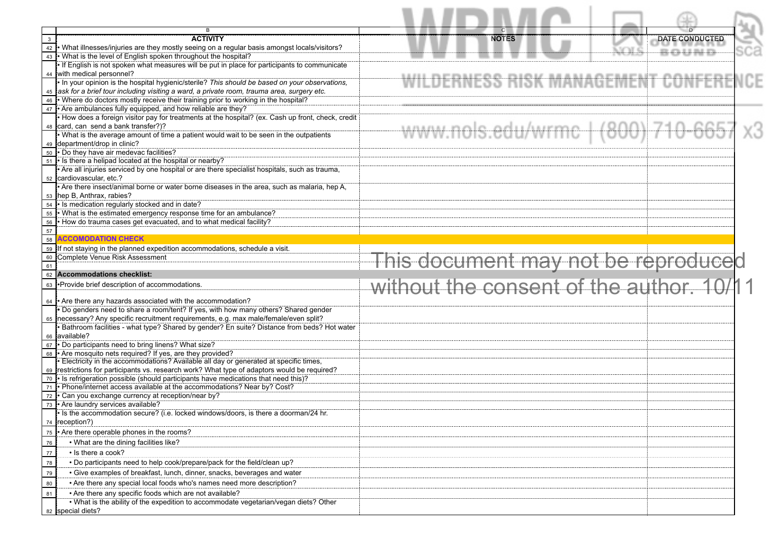| | ACTIVITY | NOTES | DATE CONDUCTED |
|---|---|---|---|
| 42 | • What illnesses/injuries are they mostly seeing on a regular basis amongst locals/visitors? | | |
| 43 | • What is the level of English spoken throughout the hospital? | | |
| 44 | • If English is not spoken what measures will be put in place for participants to communicate with medical personnel? | | |
| 45 | • In your opinion is the hospital hygienic/sterile? *This should be based on your observations, ask for a brief tour including visiting a ward, a private room, trauma area, surgery etc.* | | |
| 46 | • Where do doctors mostly receive their training prior to working in the hospital? | | |
| 47 | • Are ambulances fully equipped, and how reliable are they? | | |
| 48 | • How does a foreign visitor pay for treatments at the hospital? (ex. Cash up front, check, credit card, can send a bank transfer?)? | | |
| 49 | • What is the average amount of time a patient would wait to be seen in the outpatients department/drop in clinic? | | |
| 50 | • Do they have air medevac facilities? | | |
| 51 | • Is there a helipad located at the hospital or nearby? | | |
| 52 | • Are all injuries serviced by one hospital or are there specialist hospitals, such as trauma, cardiovascular, etc.? | | |
| 53 | • Are there insect/animal borne or water borne diseases in the area, such as malaria, hep A, hep B, Anthrax, rabies? | | |
| 54 | • Is medication regularly stocked and in date? | | |
| 55 | • What is the estimated emergency response time for an ambulance? | | |
| 56 | • How do trauma cases get evacuated, and to what medical facility? | | |
| 57 | | | |
| 58 | **ACCOMODATION CHECK** | | |
| 59 | If not staying in the planned expedition accommodations, schedule a visit. | | |
| 60 | Complete Venue Risk Assessment | | |
| 61 | | | |
| 62 | **Accommodations checklist:** | | |
| 63 | •Provide brief description of accommodations. | | |
| 64 | • Are there any hazards associated with the accommodation? | | |
| 65 | • Do genders need to share a room/tent? If yes, with how many others? Shared gender necessary? Any specific recruitment requirements, e.g. max male/female/even split? | | |
| 66 | • Bathroom facilities - what type? Shared by gender? En suite? Distance from beds? Hot water available? | | |
| 67 | • Do participants need to bring linens? What size? | | |
| 68 | • Are mosquito nets required? If yes, are they provided? | | |
| 69 | • Electricity in the accommodations? Available all day or generated at specific times, restrictions for participants vs. research work? What type of adaptors would be required? | | |
| 70 | • Is refrigeration possible (should participants have medications that need this)? | | |
| 71 | • Phone/internet access available at the accommodations? Near by? Cost? | | |
| 72 | • Can you exchange currency at reception/near by? | | |
| 73 | • Are laundry services available? | | |
| 74 | • Is the accommodation secure? (i.e. locked windows/doors, is there a doorman/24 hr. reception?) | | |
| 75 | • Are there operable phones in the rooms? | | |
| 76 | • What are the dining facilities like? | | |
| 77 | • Is there a cook? | | |
| 78 | • Do participants need to help cook/prepare/pack for the field/clean up? | | |
| 79 | • Give examples of breakfast, lunch, dinner, snacks, beverages and water | | |
| 80 | • Are there any special local foods who's names need more description? | | |
| 81 | • Are there any specific foods which are not available? | | |
| 82 | • What is the ability of the expedition to accommodate vegetarian/vegan diets? Other special diets? | | |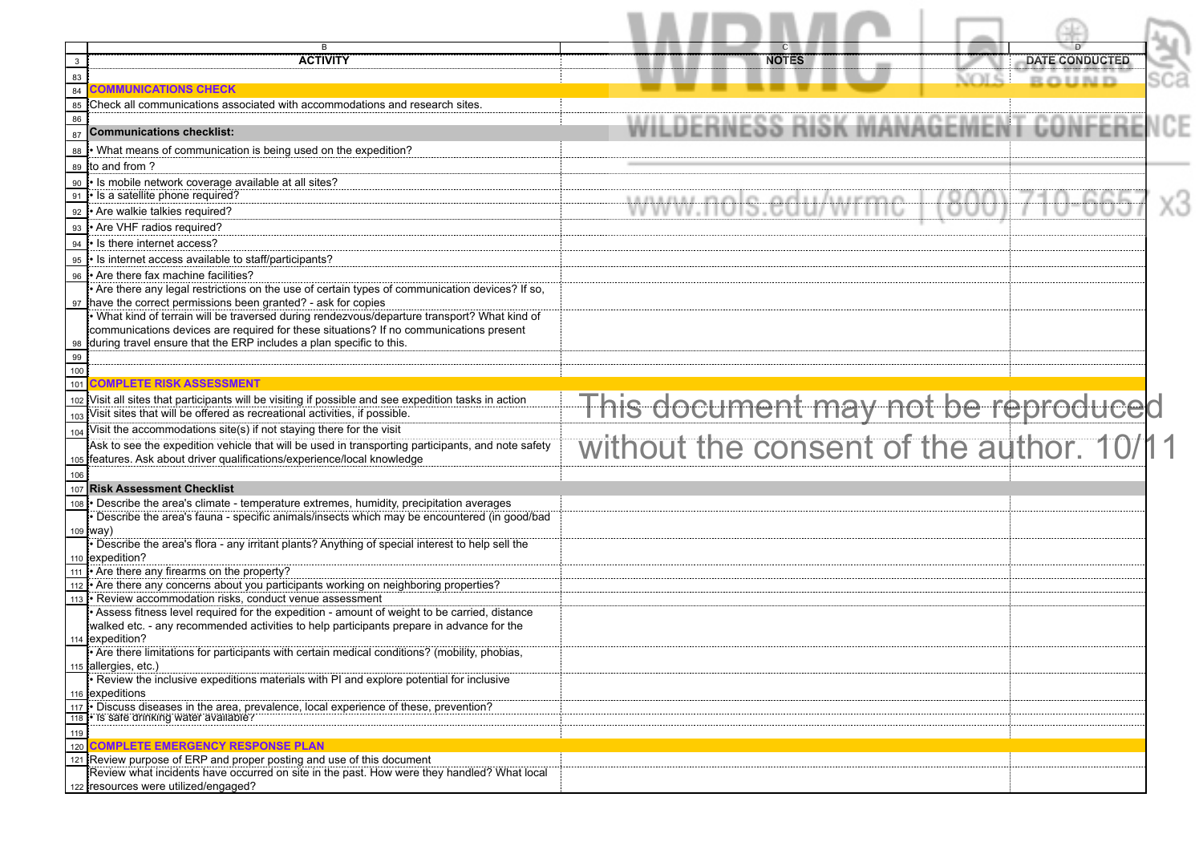| | ACTIVITY | NOTES | DATE CONDUCTED |
|---|---|---|---|
| 83 | | | |
| 84 | **COMMUNICATIONS CHECK** | | |
| 85 | Check all communications associated with accommodations and research sites. | | |
| 86 | | | |
| 87 | **Communications checklist:** | | |
| 88 | • What means of communication is being used on the expedition? | | |
| 89 | to and from ? | | |
| 90 | • Is mobile network coverage available at all sites? | | |
| 91 | • Is a satellite phone required? | | |
| 92 | • Are walkie talkies required? | | |
| 93 | • Are VHF radios required? | | |
| 94 | • Is there internet access? | | |
| 95 | • Is internet access available to staff/participants? | | |
| 96 | • Are there fax machine facilities? | | |
| 97 | • Are there any legal restrictions on the use of certain types of communication devices? If so, have the correct permissions been granted? - ask for copies | | |
| 98 | • What kind of terrain will be traversed during rendezvous/departure transport? What kind of communications devices are required for these situations? If no communications present during travel ensure that the ERP includes a plan specific to this. | | |
| 99 | | | |
| 100 | | | |
| 101 | **COMPLETE RISK ASSESSMENT** | | |
| 102 | Visit all sites that participants will be visiting if possible and see expedition tasks in action | | |
| 103 | Visit sites that will be offered as recreational activities, if possible. | | |
| 104 | Visit the accommodations site(s) if not staying there for the visit | | |
| 105 | Ask to see the expedition vehicle that will be used in transporting participants, and note safety features. Ask about driver qualifications/experience/local knowledge | | |
| 106 | | | |
| 107 | **Risk Assessment Checklist** | | |
| 108 | • Describe the area's climate - temperature extremes, humidity, precipitation averages | | |
| 109 | • Describe the area's fauna - specific animals/insects which may be encountered (in good/bad way) | | |
| 110 | • Describe the area's flora - any irritant plants? Anything of special interest to help sell the expedition? | | |
| 111 | • Are there any firearms on the property? | | |
| 112 | • Are there any concerns about you participants working on neighboring properties? | | |
| 113 | • Review accommodation risks, conduct venue assessment | | |
| 114 | • Assess fitness level required for the expedition - amount of weight to be carried, distance walked etc. - any recommended activities to help participants prepare in advance for the expedition? | | |
| 115 | • Are there limitations for participants with certain medical conditions? (mobility, phobias, allergies, etc.) | | |
| 116 | • Review the inclusive expeditions materials with PI and explore potential for inclusive expeditions | | |
| 117 | • Discuss diseases in the area, prevalence, local experience of these, prevention? | | |
| 118 | • Is safe drinking water available? | | |
| 119 | | | |
| 120 | **COMPLETE EMERGENCY RESPONSE PLAN** | | |
| 121 | Review purpose of ERP and proper posting and use of this document | | |
| 122 | Review what incidents have occurred on site in the past. How were they handled? What local resources were utilized/engaged? | | |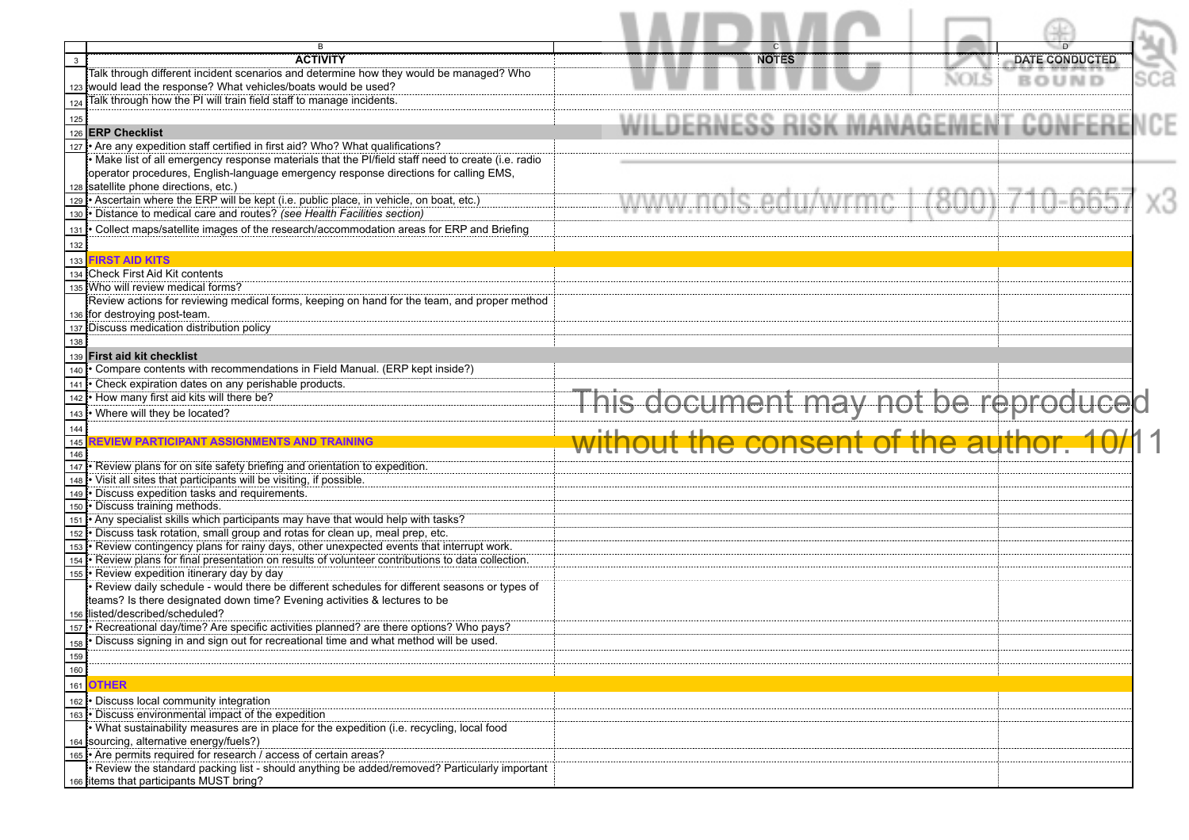| | ACTIVITY | NOTES | DATE CONDUCTED |
|---|---|---|---|
| 123 | Talk through different incident scenarios and determine how they would be managed? Who would lead the response? What vehicles/boats would be used? | | |
| 124 | Talk through how the PI will train field staff to manage incidents. | | |
| 125 | | | |
| 126 | **ERP Checklist** | | |
| 127 | • Are any expedition staff certified in first aid? Who? What qualifications? | | |
| 128 | • Make list of all emergency response materials that the PI/field staff need to create (i.e. radio operator procedures, English-language emergency response directions for calling EMS, satellite phone directions, etc.) | | |
| 129 | • Ascertain where the ERP will be kept (i.e. public place, in vehicle, on boat, etc.) | | |
| 130 | • Distance to medical care and routes? *(see Health Facilities section)* | | |
| 131 | • Collect maps/satellite images of the research/accommodation areas for ERP and Briefing | | |
| 132 | | | |
| 133 | **FIRST AID KITS** | | |
| 134 | Check First Aid Kit contents | | |
| 135 | Who will review medical forms? | | |
| 136 | Review actions for reviewing medical forms, keeping on hand for the team, and proper method for destroying post-team. | | |
| 137 | Discuss medication distribution policy | | |
| 138 | | | |
| 139 | **First aid kit checklist** | | |
| 140 | • Compare contents with recommendations in Field Manual. (ERP kept inside?) | | |
| 141 | • Check expiration dates on any perishable products. | | |
| 142 | • How many first aid kits will there be? | | |
| 143 | • Where will they be located? | | |
| 144 | | | |
| 145 | **REVIEW PARTICIPANT ASSIGNMENTS AND TRAINING** | | |
| 146 | | | |
| 147 | • Review plans for on site safety briefing and orientation to expedition. | | |
| 148 | • Visit all sites that participants will be visiting, if possible. | | |
| 149 | • Discuss expedition tasks and requirements. | | |
| 150 | • Discuss training methods. | | |
| 151 | • Any specialist skills which participants may have that would help with tasks? | | |
| 152 | • Discuss task rotation, small group and rotas for clean up, meal prep, etc. | | |
| 153 | • Review contingency plans for rainy days, other unexpected events that interrupt work. | | |
| 154 | • Review plans for final presentation on results of volunteer contributions to data collection. | | |
| 155 | • Review expedition itinerary day by day | | |
| 156 | • Review daily schedule - would there be different schedules for different seasons or types of teams? Is there designated down time? Evening activities & lectures to be listed/described/scheduled? | | |
| 157 | • Recreational day/time? Are specific activities planned? are there options? Who pays? | | |
| 158 | • Discuss signing in and sign out for recreational time and what method will be used. | | |
| 159 | | | |
| 160 | | | |
| 161 | **OTHER** | | |
| 162 | • Discuss local community integration | | |
| 163 | • Discuss environmental impact of the expedition | | |
| 164 | • What sustainability measures are in place for the expedition (i.e. recycling, local food sourcing, alternative energy/fuels?) | | |
| 165 | • Are permits required for research / access of certain areas? | | |
| 166 | • Review the standard packing list - should anything be added/removed? Particularly important items that participants MUST bring? | | |

This document may not be reproduced without the consent of the author. 10/11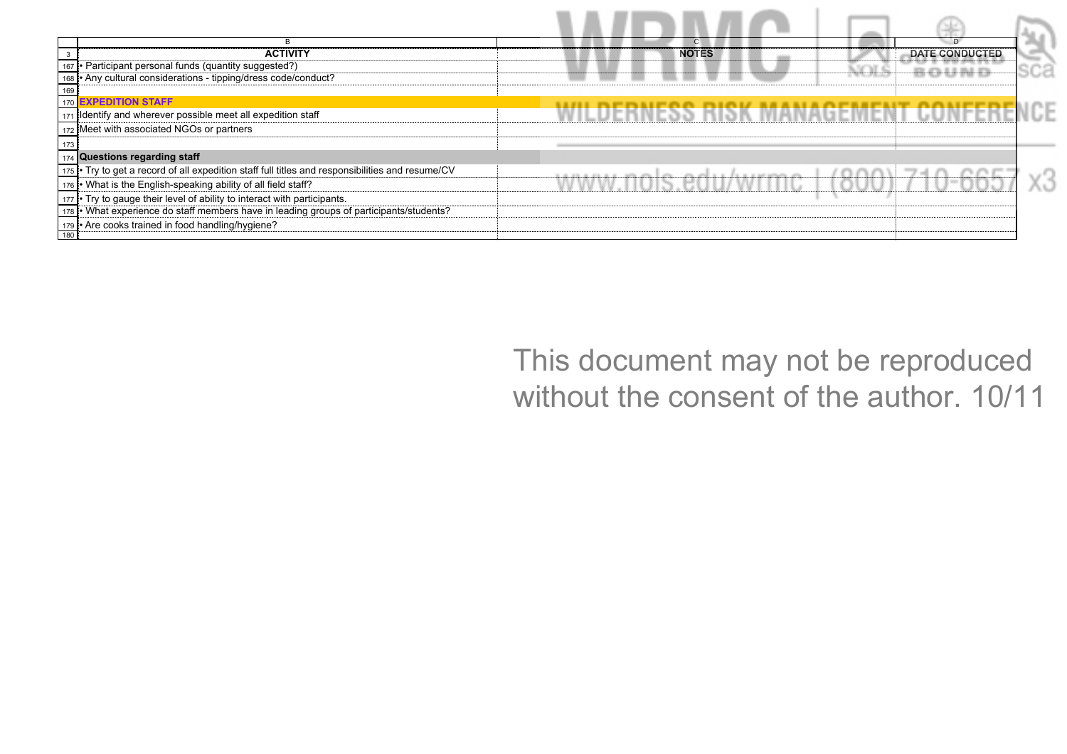| ACTIVITY | NOTES | DATE CONDUCTED |
|---|---|---|
| • Participant personal funds (quantity suggested?) | | |
| • Any cultural considerations - tipping/dress code/conduct? | | |
| | | |
| **EXPEDITION STAFF** | | |
| Identify and wherever possible meet all expedition staff | | |
| Meet with associated NGOs or partners | | |
| | | |
| **Questions regarding staff** | | |
| • Try to get a record of all expedition staff full titles and responsibilities and resume/CV | | |
| • What is the English-speaking ability of all field staff? | | |
| • Try to gauge their level of ability to interact with participants. | | |
| • What experience do staff members have in leading groups of participants/students? | | |
| • Are cooks trained in food handling/hygiene? | | |

This document may not be reproduced without the consent of the author. 10/11